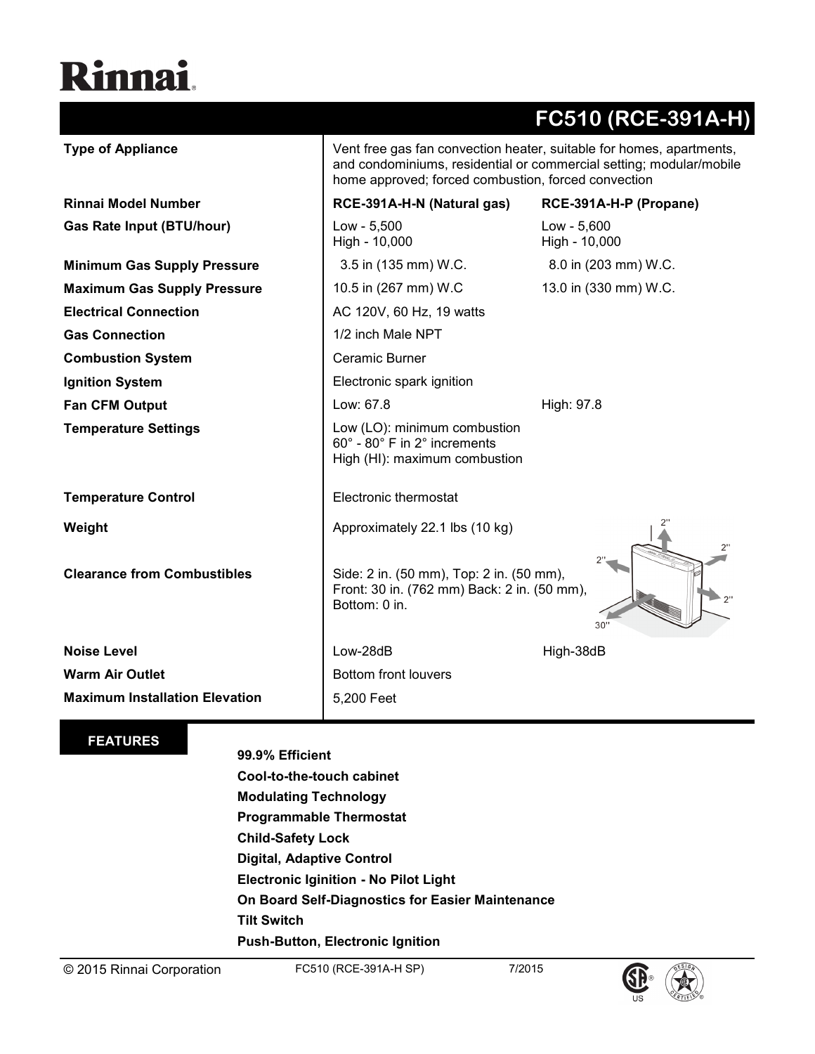# Rinnai

## FC510 (RCE-391A-H)

| | | |
|---|---|---|
| **Type of Appliance** | Vent free gas fan convection heater, suitable for homes, apartments, and condominiums, residential or commercial setting; modular/mobile home approved; forced combustion, forced convection | |
| **Rinnai Model Number** | **RCE-391A-H-N (Natural gas)** | **RCE-391A-H-P (Propane)** |
| **Gas Rate Input (BTU/hour)** | Low - 5,500<br>High - 10,000 | Low - 5,600<br>High - 10,000 |
| **Minimum Gas Supply Pressure** | 3.5 in (135 mm) W.C. | 8.0 in (203 mm) W.C. |
| **Maximum Gas Supply Pressure** | 10.5 in (267 mm) W.C | 13.0 in (330 mm) W.C. |
| **Electrical Connection** | AC 120V, 60 Hz, 19 watts | |
| **Gas Connection** | 1/2 inch Male NPT | |
| **Combustion System** | Ceramic Burner | |
| **Ignition System** | Electronic spark ignition | |
| **Fan CFM Output** | Low: 67.8 | High: 97.8 |
| **Temperature Settings** | Low (LO): minimum combustion<br>60° - 80° F in 2° increments<br>High (HI): maximum combustion | |
| **Temperature Control** | Electronic thermostat | |
| **Weight** | Approximately 22.1 lbs (10 kg) | |
| **Clearance from Combustibles** | Side: 2 in. (50 mm), Top: 2 in. (50 mm), Front: 30 in. (762 mm) Back: 2 in. (50 mm), Bottom: 0 in. | |
| **Noise Level** | Low-28dB | High-38dB |
| **Warm Air Outlet** | Bottom front louvers | |
| **Maximum Installation Elevation** | 5,200 Feet | |

## FEATURES

**99.9% Efficient**
**Cool-to-the-touch cabinet**
**Modulating Technology**
**Programmable Thermostat**
**Child-Safety Lock**
**Digital, Adaptive Control**
**Electronic Iginition - No Pilot Light**
**On Board Self-Diagnostics for Easier Maintenance**
**Tilt Switch**
**Push-Button, Electronic Ignition**

© 2015 Rinnai Corporation FC510 (RCE-391A-H SP) 7/2015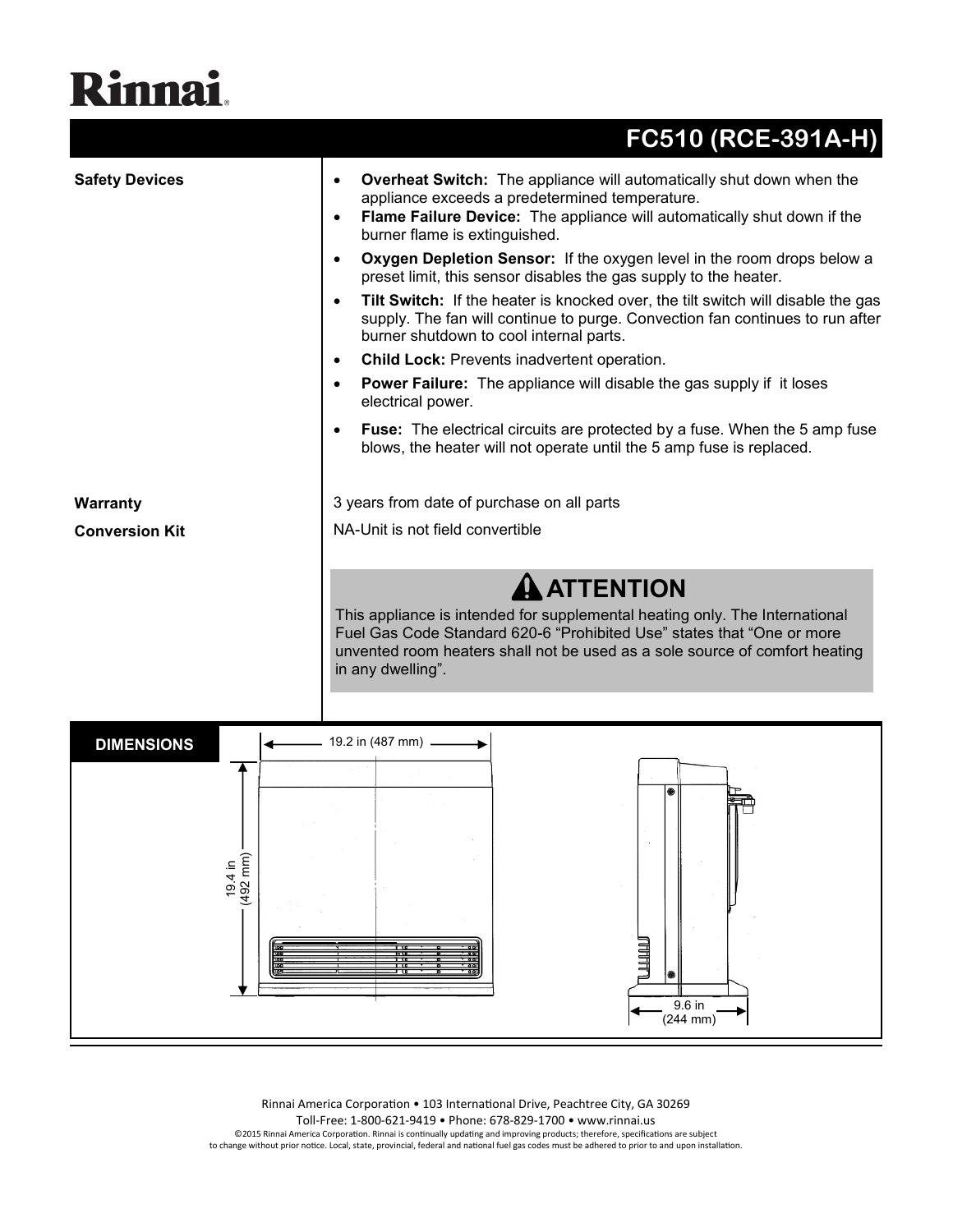# Rinnai

## FC510 (RCE-391A-H)

| | |
|---|---|
| **Safety Devices** | • **Overheat Switch:** The appliance will automatically shut down when the appliance exceeds a predetermined temperature.<br>• **Flame Failure Device:** The appliance will automatically shut down if the burner flame is extinguished.<br>• **Oxygen Depletion Sensor:** If the oxygen level in the room drops below a preset limit, this sensor disables the gas supply to the heater.<br>• **Tilt Switch:** If the heater is knocked over, the tilt switch will disable the gas supply. The fan will continue to purge. Convection fan continues to run after burner shutdown to cool internal parts.<br>• **Child Lock:** Prevents inadvertent operation.<br>• **Power Failure:** The appliance will disable the gas supply if it loses electrical power.<br>• **Fuse:** The electrical circuits are protected by a fuse. When the 5 amp fuse blows, the heater will not operate until the 5 amp fuse is replaced. |
| **Warranty** | 3 years from date of purchase on all parts |
| **Conversion Kit** | NA-Unit is not field convertible |

**ATTENTION**

This appliance is intended for supplemental heating only. The International Fuel Gas Code Standard 620-6 "Prohibited Use" states that "One or more unvented room heaters shall not be used as a sole source of comfort heating in any dwelling".

## DIMENSIONS

19.2 in (487 mm)

19.4 in (492 mm)

9.6 in (244 mm)

Rinnai America Corporation • 103 International Drive, Peachtree City, GA 30269
Toll-Free: 1-800-621-9419 • Phone: 678-829-1700 • www.rinnai.us
©2015 Rinnai America Corporation. Rinnai is continually updating and improving products; therefore, specifications are subject to change without prior notice. Local, state, provincial, federal and national fuel gas codes must be adhered to prior to and upon installation.